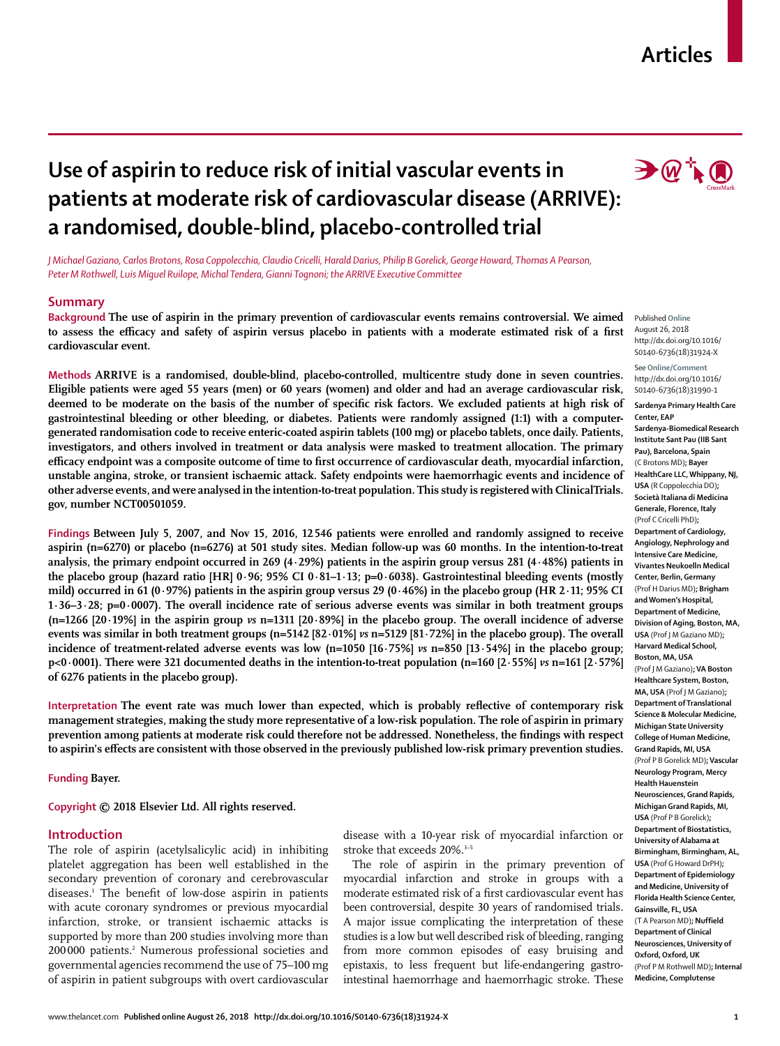# Use of aspirin to reduce risk of initial vascular events in patients at moderate risk of cardiovascular disease (ARRIVE): a randomised, double-blind, placebo-controlled trial

*J Michael Gaziano, Carlos Brotons, Rosa Coppolecchia, Claudio Cricelli, Harald Darius, Philip B Gorelick, George Howard, Thomas A Pearson, Peter M Rothwell, Luis Miguel Ruilope, Michal Tendera, Gianni Tognoni; the ARRIVE Executive Committee*

## Summary

**Background** The use of aspirin in the primary prevention of cardiovascular events remains controversial. We aimed to assess the efficacy and safety of aspirin versus placebo in patients with a moderate estimated risk of a first cardiovascular event.

**Methods** ARRIVE is a randomised, double-blind, placebo-controlled, multicentre study done in seven countries. Eligible patients were aged 55 years (men) or 60 years (women) and older and had an average cardiovascular risk, deemed to be moderate on the basis of the number of specific risk factors. We excluded patients at high risk of gastrointestinal bleeding or other bleeding, or diabetes. Patients were randomly assigned (1:1) with a computer-generated randomisation code to receive enteric-coated aspirin tablets (100 mg) or placebo tablets, once daily. Patients, investigators, and others involved in treatment or data analysis were masked to treatment allocation. The primary efficacy endpoint was a composite outcome of time to first occurrence of cardiovascular death, myocardial infarction, unstable angina, stroke, or transient ischaemic attack. Safety endpoints were haemorrhagic events and incidence of other adverse events, and were analysed in the intention-to-treat population. This study is registered with ClinicalTrials.gov, number NCT00501059.

**Findings** Between July 5, 2007, and Nov 15, 2016, 12 546 patients were enrolled and randomly assigned to receive aspirin (n=6270) or placebo (n=6276) at 501 study sites. Median follow-up was 60 months. In the intention-to-treat analysis, the primary endpoint occurred in 269 (4·29%) patients in the aspirin group versus 281 (4·48%) patients in the placebo group (hazard ratio [HR] 0·96; 95% CI 0·81–1·13; p=0·6038). Gastrointestinal bleeding events (mostly mild) occurred in 61 (0·97%) patients in the aspirin group versus 29 (0·46%) in the placebo group (HR 2·11; 95% CI 1·36–3·28; p=0·0007). The overall incidence rate of serious adverse events was similar in both treatment groups (n=1266 [20·19%] in the aspirin group *vs* n=1311 [20·89%] in the placebo group. The overall incidence of adverse events was similar in both treatment groups (n=5142 [82·01%] *vs* n=5129 [81·72%] in the placebo group). The overall incidence of treatment-related adverse events was low (n=1050 [16·75%] *vs* n=850 [13·54%] in the placebo group; p<0·0001). There were 321 documented deaths in the intention-to-treat population (n=160 [2·55%] *vs* n=161 [2·57%] of 6276 patients in the placebo group).

**Interpretation** The event rate was much lower than expected, which is probably reflective of contemporary risk management strategies, making the study more representative of a low-risk population. The role of aspirin in primary prevention among patients at moderate risk could therefore not be addressed. Nonetheless, the findings with respect to aspirin's effects are consistent with those observed in the previously published low-risk primary prevention studies.

**Funding** Bayer.

**Copyright** © 2018 Elsevier Ltd. All rights reserved.

Published **Online** August 26, 2018 http://dx.doi.org/10.1016/S0140-6736(18)31924-X

See **Online/Comment** http://dx.doi.org/10.1016/S0140-6736(18)31990-1

**Sardenya Primary Health Care Center, EAP Sardenya-Biomedical Research Institute Sant Pau (IIB Sant Pau), Barcelona, Spain** (C Brotons MD); **Bayer HealthCare LLC, Whippany, NJ, USA** (R Coppolecchia DO); **Società Italiana di Medicina Generale, Florence, Italy** (Prof C Cricelli PhD); **Department of Cardiology, Angiology, Nephrology and Intensive Care Medicine, Vivantes Neukoelln Medical Center, Berlin, Germany** (Prof H Darius MD); **Brigham and Women's Hospital, Department of Medicine, Division of Aging, Boston, MA, USA** (Prof J M Gaziano MD); **Harvard Medical School, Boston, MA, USA** (Prof J M Gaziano); **VA Boston Healthcare System, Boston, MA, USA** (Prof J M Gaziano); **Department of Translational Science & Molecular Medicine, Michigan State University College of Human Medicine, Grand Rapids, MI, USA** (Prof P B Gorelick MD); **Vascular Neurology Program, Mercy Health Hauenstein Neurosciences, Grand Rapids, Michigan Grand Rapids, MI, USA** (Prof P B Gorelick); **Department of Biostatistics, University of Alabama at Birmingham, Birmingham, AL, USA** (Prof G Howard DrPH); **Department of Epidemiology and Medicine, University of Florida Health Science Center, Gainsville, FL, USA** (T A Pearson MD); **Nuffield Department of Clinical Neurosciences, University of Oxford, Oxford, UK** (Prof P M Rothwell MD); **Internal Medicine, Complutense**

## Introduction

The role of aspirin (acetylsalicylic acid) in inhibiting platelet aggregation has been well established in the secondary prevention of coronary and cerebrovascular diseases.[1] The benefit of low-dose aspirin in patients with acute coronary syndromes or previous myocardial infarction, stroke, or transient ischaemic attacks is supported by more than 200 studies involving more than 200 000 patients.[2] Numerous professional societies and governmental agencies recommend the use of 75–100 mg of aspirin in patient subgroups with overt cardiovascular disease with a 10-year risk of myocardial infarction or stroke that exceeds 20%.[3–5]

The role of aspirin in the primary prevention of myocardial infarction and stroke in groups with a moderate estimated risk of a first cardiovascular event has been controversial, despite 30 years of randomised trials. A major issue complicating the interpretation of these studies is a low but well described risk of bleeding, ranging from more common episodes of easy bruising and epistaxis, to less frequent but life-endangering gastrointestinal haemorrhage and haemorrhagic stroke. These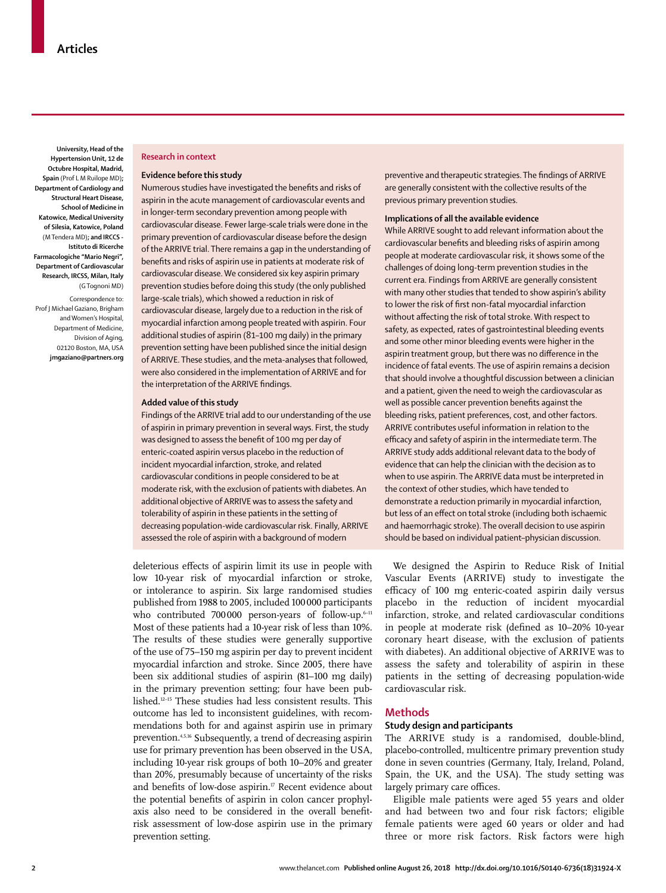University, Head of the Hypertension Unit, 12 de Octubre Hospital, Madrid, Spain (Prof L M Ruilope MD); Department of Cardiology and Structural Heart Disease, School of Medicine in Katowice, Medical University of Silesia, Katowice, Poland (M Tendera MD); and IRCCS - Istituto di Ricerche Farmacologiche "Mario Negri", Department of Cardiovascular Research, IRCSS, Milan, Italy (G Tognoni MD)

Correspondence to: Prof J Michael Gaziano, Brigham and Women's Hospital, Department of Medicine, Division of Aging, 02120 Boston, MA, USA **jmgaziano@partners.org**

## Research in context

### Evidence before this study

Numerous studies have investigated the benefits and risks of aspirin in the acute management of cardiovascular events and in longer-term secondary prevention among people with cardiovascular disease. Fewer large-scale trials were done in the primary prevention of cardiovascular disease before the design of the ARRIVE trial. There remains a gap in the understanding of benefits and risks of aspirin use in patients at moderate risk of cardiovascular disease. We considered six key aspirin primary prevention studies before doing this study (the only published large-scale trials), which showed a reduction in risk of cardiovascular disease, largely due to a reduction in the risk of myocardial infarction among people treated with aspirin. Four additional studies of aspirin (81–100 mg daily) in the primary prevention setting have been published since the initial design of ARRIVE. These studies, and the meta-analyses that followed, were also considered in the implementation of ARRIVE and for the interpretation of the ARRIVE findings.

### Added value of this study

Findings of the ARRIVE trial add to our understanding of the use of aspirin in primary prevention in several ways. First, the study was designed to assess the benefit of 100 mg per day of enteric-coated aspirin versus placebo in the reduction of incident myocardial infarction, stroke, and related cardiovascular conditions in people considered to be at moderate risk, with the exclusion of patients with diabetes. An additional objective of ARRIVE was to assess the safety and tolerability of aspirin in these patients in the setting of decreasing population-wide cardiovascular risk. Finally, ARRIVE assessed the role of aspirin with a background of modern preventive and therapeutic strategies. The findings of ARRIVE are generally consistent with the collective results of the previous primary prevention studies.

### Implications of all the available evidence

While ARRIVE sought to add relevant information about the cardiovascular benefits and bleeding risks of aspirin among people at moderate cardiovascular risk, it shows some of the challenges of doing long-term prevention studies in the current era. Findings from ARRIVE are generally consistent with many other studies that tended to show aspirin's ability to lower the risk of first non-fatal myocardial infarction without affecting the risk of total stroke. With respect to safety, as expected, rates of gastrointestinal bleeding events and some other minor bleeding events were higher in the aspirin treatment group, but there was no difference in the incidence of fatal events. The use of aspirin remains a decision that should involve a thoughtful discussion between a clinician and a patient, given the need to weigh the cardiovascular as well as possible cancer prevention benefits against the bleeding risks, patient preferences, cost, and other factors. ARRIVE contributes useful information in relation to the efficacy and safety of aspirin in the intermediate term. The ARRIVE study adds additional relevant data to the body of evidence that can help the clinician with the decision as to when to use aspirin. The ARRIVE data must be interpreted in the context of other studies, which have tended to demonstrate a reduction primarily in myocardial infarction, but less of an effect on total stroke (including both ischaemic and haemorrhagic stroke). The overall decision to use aspirin should be based on individual patient–physician discussion.

deleterious effects of aspirin limit its use in people with low 10-year risk of myocardial infarction or stroke, or intolerance to aspirin. Six large randomised studies published from 1988 to 2005, included 100 000 participants who contributed 700 000 person-years of follow-up.[6–11] Most of these patients had a 10-year risk of less than 10%. The results of these studies were generally supportive of the use of 75–150 mg aspirin per day to prevent incident myocardial infarction and stroke. Since 2005, there have been six additional studies of aspirin (81–100 mg daily) in the primary prevention setting; four have been published.[12–15] These studies had less consistent results. This outcome has led to inconsistent guidelines, with recommendations both for and against aspirin use in primary prevention.[4,5,16] Subsequently, a trend of decreasing aspirin use for primary prevention has been observed in the USA, including 10-year risk groups of both 10–20% and greater than 20%, presumably because of uncertainty of the risks and benefits of low-dose aspirin.[17] Recent evidence about the potential benefits of aspirin in colon cancer prophylaxis also need to be considered in the overall benefit-risk assessment of low-dose aspirin use in the primary prevention setting.

We designed the Aspirin to Reduce Risk of Initial Vascular Events (ARRIVE) study to investigate the efficacy of 100 mg enteric-coated aspirin daily versus placebo in the reduction of incident myocardial infarction, stroke, and related cardiovascular conditions in people at moderate risk (defined as 10–20% 10-year coronary heart disease, with the exclusion of patients with diabetes). An additional objective of ARRIVE was to assess the safety and tolerability of aspirin in these patients in the setting of decreasing population-wide cardiovascular risk.

## Methods

### Study design and participants

The ARRIVE study is a randomised, double-blind, placebo-controlled, multicentre primary prevention study done in seven countries (Germany, Italy, Ireland, Poland, Spain, the UK, and the USA). The study setting was largely primary care offices.

Eligible male patients were aged 55 years and older and had between two and four risk factors; eligible female patients were aged 60 years or older and had three or more risk factors. Risk factors were high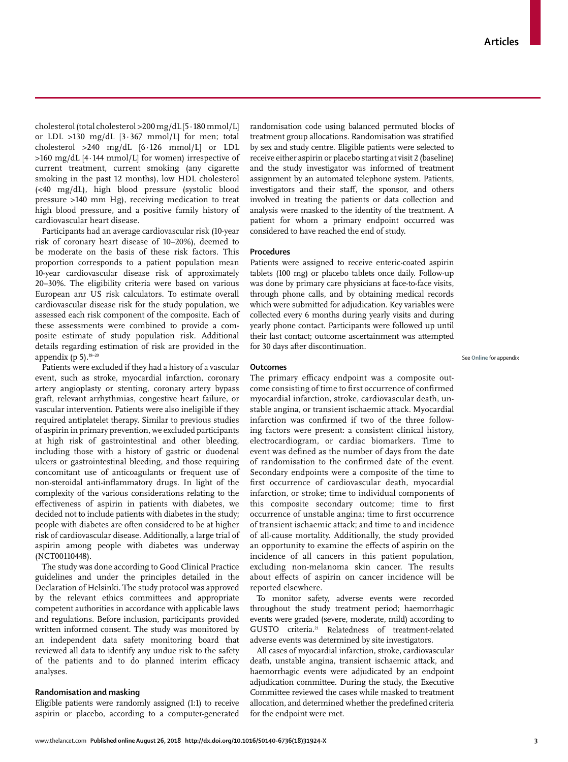cholesterol (total cholesterol >200 mg/dL [5·180 mmol/L] or LDL >130 mg/dL [3·367 mmol/L] for men; total cholesterol >240 mg/dL [6·126 mmol/L] or LDL >160 mg/dL [4·144 mmol/L] for women) irrespective of current treatment, current smoking (any cigarette smoking in the past 12 months), low HDL cholesterol (<40 mg/dL), high blood pressure (systolic blood pressure >140 mm Hg), receiving medication to treat high blood pressure, and a positive family history of cardiovascular heart disease.

Participants had an average cardiovascular risk (10-year risk of coronary heart disease of 10–20%), deemed to be moderate on the basis of these risk factors. This proportion corresponds to a patient population mean 10-year cardiovascular disease risk of approximately 20–30%. The eligibility criteria were based on various European anr US risk calculators. To estimate overall cardiovascular disease risk for the study population, we assessed each risk component of the composite. Each of these assessments were combined to provide a composite estimate of study population risk. Additional details regarding estimation of risk are provided in the appendix (p 5).[18–20]

Patients were excluded if they had a history of a vascular event, such as stroke, myocardial infarction, coronary artery angioplasty or stenting, coronary artery bypass graft, relevant arrhythmias, congestive heart failure, or vascular intervention. Patients were also ineligible if they required antiplatelet therapy. Similar to previous studies of aspirin in primary prevention, we excluded participants at high risk of gastrointestinal and other bleeding, including those with a history of gastric or duodenal ulcers or gastrointestinal bleeding, and those requiring concomitant use of anticoagulants or frequent use of non-steroidal anti-inflammatory drugs. In light of the complexity of the various considerations relating to the effectiveness of aspirin in patients with diabetes, we decided not to include patients with diabetes in the study; people with diabetes are often considered to be at higher risk of cardiovascular disease. Additionally, a large trial of aspirin among people with diabetes was underway (NCT00110448).

The study was done according to Good Clinical Practice guidelines and under the principles detailed in the Declaration of Helsinki. The study protocol was approved by the relevant ethics committees and appropriate competent authorities in accordance with applicable laws and regulations. Before inclusion, participants provided written informed consent. The study was monitored by an independent data safety monitoring board that reviewed all data to identify any undue risk to the safety of the patients and to do planned interim efficacy analyses.

### Randomisation and masking

Eligible patients were randomly assigned (1:1) to receive aspirin or placebo, according to a computer-generated randomisation code using balanced permuted blocks of treatment group allocations. Randomisation was stratified by sex and study centre. Eligible patients were selected to receive either aspirin or placebo starting at visit 2 (baseline) and the study investigator was informed of treatment assignment by an automated telephone system. Patients, investigators and their staff, the sponsor, and others involved in treating the patients or data collection and analysis were masked to the identity of the treatment. A patient for whom a primary endpoint occurred was considered to have reached the end of study.

### Procedures

Patients were assigned to receive enteric-coated aspirin tablets (100 mg) or placebo tablets once daily. Follow-up was done by primary care physicians at face-to-face visits, through phone calls, and by obtaining medical records which were submitted for adjudication. Key variables were collected every 6 months during yearly visits and during yearly phone contact. Participants were followed up until their last contact; outcome ascertainment was attempted for 30 days after discontinuation.

See Online for appendix

### Outcomes

The primary efficacy endpoint was a composite outcome consisting of time to first occurrence of confirmed myocardial infarction, stroke, cardiovascular death, unstable angina, or transient ischaemic attack. Myocardial infarction was confirmed if two of the three following factors were present: a consistent clinical history, electrocardiogram, or cardiac biomarkers. Time to event was defined as the number of days from the date of randomisation to the confirmed date of the event. Secondary endpoints were a composite of the time to first occurrence of cardiovascular death, myocardial infarction, or stroke; time to individual components of this composite secondary outcome; time to first occurrence of unstable angina; time to first occurrence of transient ischaemic attack; and time to and incidence of all-cause mortality. Additionally, the study provided an opportunity to examine the effects of aspirin on the incidence of all cancers in this patient population, excluding non-melanoma skin cancer. The results about effects of aspirin on cancer incidence will be reported elsewhere.

To monitor safety, adverse events were recorded throughout the study treatment period; haemorrhagic events were graded (severe, moderate, mild) according to GUSTO criteria.[21] Relatedness of treatment-related adverse events was determined by site investigators.

All cases of myocardial infarction, stroke, cardiovascular death, unstable angina, transient ischaemic attack, and haemorrhagic events were adjudicated by an endpoint adjudication committee. During the study, the Executive Committee reviewed the cases while masked to treatment allocation, and determined whether the predefined criteria for the endpoint were met.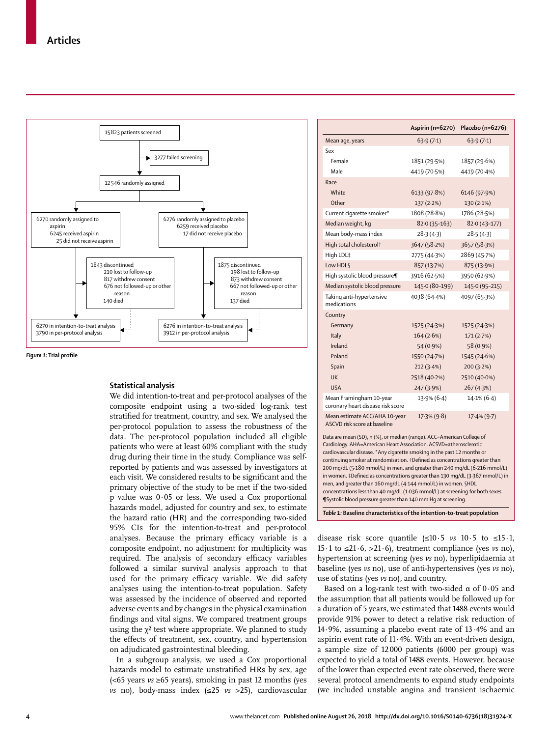15 823 patients screened

→ 3277 failed screening

12 546 randomly assigned

6270 randomly assigned to aspirin
- 6245 received aspirin
- 25 did not receive aspirin

6276 randomly assigned to placebo
- 6259 received placebo
- 17 did not receive placebo

1843 discontinued
- 210 lost to follow-up
- 817 withdrew consent
- 676 not followed-up or other reason
- 140 died

1875 discontinued
- 198 lost to follow-up
- 873 withdrew consent
- 667 not followed-up or other reason
- 137 died

6270 in intention-to-treat analysis
3790 in per-protocol analysis

6276 in intention-to-treat analysis
3912 in per-protocol analysis

***Figure 1:*** **Trial profile**

| | Aspirin (n=6270) | Placebo (n=6276) |
|---|---|---|
| Mean age, years | 63·9 (7·1) | 63·9 (7·1) |
| Sex | | |
| Female | 1851 (29·5%) | 1857 (29·6%) |
| Male | 4419 (70·5%) | 4419 (70·4%) |
| Race | | |
| White | 6133 (97·8%) | 6146 (97·9%) |
| Other | 137 (2·2%) | 130 (2·1%) |
| Current cigarette smoker* | 1808 (28·8%) | 1786 (28·5%) |
| Median weight, kg | 82·0 (35–163) | 82·0 (43–177) |
| Mean body-mass index | 28·3 (4·3) | 28·5 (4·3) |
| High total cholesterol† | 3647 (58·2%) | 3657 (58·3%) |
| High LDL‡ | 2775 (44·3%) | 2869 (45·7%) |
| Low HDL§ | 857 (13·7%) | 875 (13·9%) |
| High systolic blood pressure¶ | 3916 (62·5%) | 3950 (62·9%) |
| Median systolic blood pressure | 145·0 (80–199) | 145·0 (95–215) |
| Taking anti-hypertensive medications | 4038 (64·4%) | 4097 (65·3%) |
| Country | | |
| Germany | 1525 (24·3%) | 1525 (24·3%) |
| Italy | 164 (2·6%) | 171 (2·7%) |
| Ireland | 54 (0·9%) | 58 (0·9%) |
| Poland | 1550 (24·7%) | 1545 (24·6%) |
| Spain | 212 (3·4%) | 200 (3·2%) |
| UK | 2518 (40·2%) | 2510 (40·0%) |
| USA | 247 (3·9%) | 267 (4·3%) |
| Mean Framingham 10-year coronary heart disease risk score | 13·9% (6·4) | 14·1% (6·4) |
| Mean estimate ACC/AHA 10-year ASCVD risk score at baseline | 17·3% (9·8) | 17·4% (9·7) |

Data are mean (SD), n (%), or median (range). ACC=American College of Cardiology. AHA=American Heart Association. ASCVD=atherosclerotic cardiovascular disease. *Any cigarette smoking in the past 12 months or continuing smoker at randomisation. †Defined as concentrations greater than 200 mg/dL (5·180 mmol/L) in men, and greater than 240 mg/dL (6·216 mmol/L) in women. ‡Defined as concentrations greater than 130 mg/dL (3·367 mmol/L) in men, and greater than 160 mg/dL (4·144 mmol/L) in women. §HDL concentrations less than 40 mg/dL (1·036 mmol/L) at screening for both sexes. ¶Systolic blood pressure greater than 140 mm Hg at screening.

***Table 1:*** **Baseline characteristics of the intention-to-treat population**

## Statistical analysis

We did intention-to-treat and per-protocol analyses of the composite endpoint using a two-sided log-rank test stratified for treatment, country, and sex. We analysed the per-protocol population to assess the robustness of the data. The per-protocol population included all eligible patients who were at least 60% compliant with the study drug during their time in the study. Compliance was self-reported by patients and was assessed by investigators at each visit. We considered results to be significant and the primary objective of the study to be met if the two-sided p value was 0·05 or less. We used a Cox proportional hazards model, adjusted for country and sex, to estimate the hazard ratio (HR) and the corresponding two-sided 95% CIs for the intention-to-treat and per-protocol analyses. Because the primary efficacy variable is a composite endpoint, no adjustment for multiplicity was required. The analysis of secondary efficacy variables followed a similar survival analysis approach to that used for the primary efficacy variable. We did safety analyses using the intention-to-treat population. Safety was assessed by the incidence of observed and reported adverse events and by changes in the physical examination findings and vital signs. We compared treatment groups using the $\chi^2$ test where appropriate. We planned to study the effects of treatment, sex, country, and hypertension on adjudicated gastrointestinal bleeding.

In a subgroup analysis, we used a Cox proportional hazards model to estimate unstratified HRs by sex, age (<65 years *vs* ≥65 years), smoking in past 12 months (yes *vs* no), body-mass index (≤25 *vs* >25), cardiovascular disease risk score quantile (≤10·5 *vs* 10·5 to ≤15·1, 15·1 to ≤21·6, >21·6), treatment compliance (yes *vs* no), hypertension at screening (yes *vs* no), hyperlipidaemia at baseline (yes *vs* no), use of anti-hypertensives (yes *vs* no), use of statins (yes *vs* no), and country.

Based on a log-rank test with two-sided α of 0·05 and the assumption that all patients would be followed up for a duration of 5 years, we estimated that 1488 events would provide 91% power to detect a relative risk reduction of 14·9%, assuming a placebo event rate of 13·4% and an aspirin event rate of 11·4%. With an event-driven design, a sample size of 12 000 patients (6000 per group) was expected to yield a total of 1488 events. However, because of the lower than expected event rate observed, there were several protocol amendments to expand study endpoints (we included unstable angina and transient ischaemic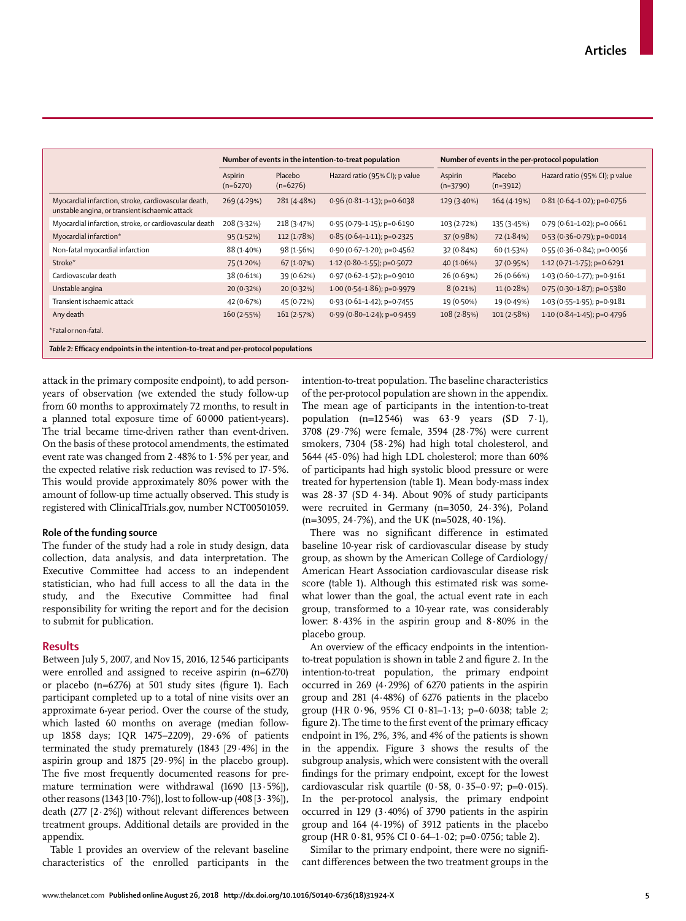| | Number of events in the intention-to-treat population | | | Number of events in the per-protocol population | | |
|---|---|---|---|---|---|---|
| | Aspirin (n=6270) | Placebo (n=6276) | Hazard ratio (95% CI); p value | Aspirin (n=3790) | Placebo (n=3912) | Hazard ratio (95% CI); p value |
| Myocardial infarction, stroke, cardiovascular death, unstable angina, or transient ischaemic attack | 269 (4·29%) | 281 (4·48%) | 0·96 (0·81–1·13); p=0·6038 | 129 (3·40%) | 164 (4·19%) | 0·81 (0·64–1·02); p=0·0756 |
| Myocardial infarction, stroke, or cardiovascular death | 208 (3·32%) | 218 (3·47%) | 0·95 (0·79–1·15); p=0·6190 | 103 (2·72%) | 135 (3·45%) | 0·79 (0·61–1·02); p=0·0661 |
| Myocardial infarction* | 95 (1·52%) | 112 (1·78%) | 0·85 (0·64–1·11); p=0·2325 | 37 (0·98%) | 72 (1·84%) | 0·53 (0·36–0·79); p=0·0014 |
| Non-fatal myocardial infarction | 88 (1·40%) | 98 (1·56%) | 0·90 (0·67–1·20); p=0·4562 | 32 (0·84%) | 60 (1·53%) | 0·55 (0·36–0·84); p=0·0056 |
| Stroke* | 75 (1·20%) | 67 (1·07%) | 1·12 (0·80–1·55); p=0·5072 | 40 (1·06%) | 37 (0·95%) | 1·12 (0·71–1·75); p=0·6291 |
| Cardiovascular death | 38 (0·61%) | 39 (0·62%) | 0·97 (0·62–1·52); p=0·9010 | 26 (0·69%) | 26 (0·66%) | 1·03 (0·60–1·77); p=0·9161 |
| Unstable angina | 20 (0·32%) | 20 (0·32%) | 1·00 (0·54–1·86); p=0·9979 | 8 (0·21%) | 11 (0·28%) | 0·75 (0·30–1·87); p=0·5380 |
| Transient ischaemic attack | 42 (0·67%) | 45 (0·72%) | 0·93 (0·61–1·42); p=0·7455 | 19 (0·50%) | 19 (0·49%) | 1·03 (0·55–1·95); p=0·9181 |
| Any death | 160 (2·55%) | 161 (2·57%) | 0·99 (0·80–1·24); p=0·9459 | 108 (2·85%) | 101 (2·58%) | 1·10 (0·84–1·45); p=0·4796 |

*Fatal or non-fatal.

*Table 2:* **Efficacy endpoints in the intention-to-treat and per-protocol populations**

attack in the primary composite endpoint), to add person-years of observation (we extended the study follow-up from 60 months to approximately 72 months, to result in a planned total exposure time of 60 000 patient-years). The trial became time-driven rather than event-driven. On the basis of these protocol amendments, the estimated event rate was changed from 2·48% to 1·5% per year, and the expected relative risk reduction was revised to 17·5%. This would provide approximately 80% power with the amount of follow-up time actually observed. This study is registered with ClinicalTrials.gov, number NCT00501059.

### Role of the funding source

The funder of the study had a role in study design, data collection, data analysis, and data interpretation. The Executive Committee had access to an independent statistician, who had full access to all the data in the study, and the Executive Committee had final responsibility for writing the report and for the decision to submit for publication.

## Results

Between July 5, 2007, and Nov 15, 2016, 12 546 participants were enrolled and assigned to receive aspirin (n=6270) or placebo (n=6276) at 501 study sites (figure 1). Each participant completed up to a total of nine visits over an approximate 6-year period. Over the course of the study, which lasted 60 months on average (median follow-up 1858 days; IQR 1475–2209), 29·6% of patients terminated the study prematurely (1843 [29·4%] in the aspirin group and 1875 [29·9%] in the placebo group). The five most frequently documented reasons for premature termination were withdrawal (1690 [13·5%]), other reasons (1343 [10·7%]), lost to follow-up (408 [3·3%]), death (277 [2·2%]) without relevant differences between treatment groups. Additional details are provided in the appendix.

Table 1 provides an overview of the relevant baseline characteristics of the enrolled participants in the intention-to-treat population. The baseline characteristics of the per-protocol population are shown in the appendix. The mean age of participants in the intention-to-treat population (n=12 546) was 63·9 years (SD 7·1), 3708 (29·7%) were female, 3594 (28·7%) were current smokers, 7304 (58·2%) had high total cholesterol, and 5644 (45·0%) had high LDL cholesterol; more than 60% of participants had high systolic blood pressure or were treated for hypertension (table 1). Mean body-mass index was 28·37 (SD 4·34). About 90% of study participants were recruited in Germany (n=3050, 24·3%), Poland (n=3095, 24·7%), and the UK (n=5028, 40·1%).

There was no significant difference in estimated baseline 10-year risk of cardiovascular disease by study group, as shown by the American College of Cardiology/American Heart Association cardiovascular disease risk score (table 1). Although this estimated risk was somewhat lower than the goal, the actual event rate in each group, transformed to a 10-year rate, was considerably lower: 8·43% in the aspirin group and 8·80% in the placebo group.

An overview of the efficacy endpoints in the intention-to-treat population is shown in table 2 and figure 2. In the intention-to-treat population, the primary endpoint occurred in 269 (4·29%) of 6270 patients in the aspirin group and 281 (4·48%) of 6276 patients in the placebo group (HR 0·96, 95% CI 0·81–1·13; p=0·6038; table 2; figure 2). The time to the first event of the primary efficacy endpoint in 1%, 2%, 3%, and 4% of the patients is shown in the appendix. Figure 3 shows the results of the subgroup analysis, which were consistent with the overall findings for the primary endpoint, except for the lowest cardiovascular risk quartile (0·58, 0·35–0·97; p=0·015). In the per-protocol analysis, the primary endpoint occurred in 129 (3·40%) of 3790 patients in the aspirin group and 164 (4·19%) of 3912 patients in the placebo group (HR 0·81, 95% CI 0·64–1·02; p=0·0756; table 2).

Similar to the primary endpoint, there were no significant differences between the two treatment groups in the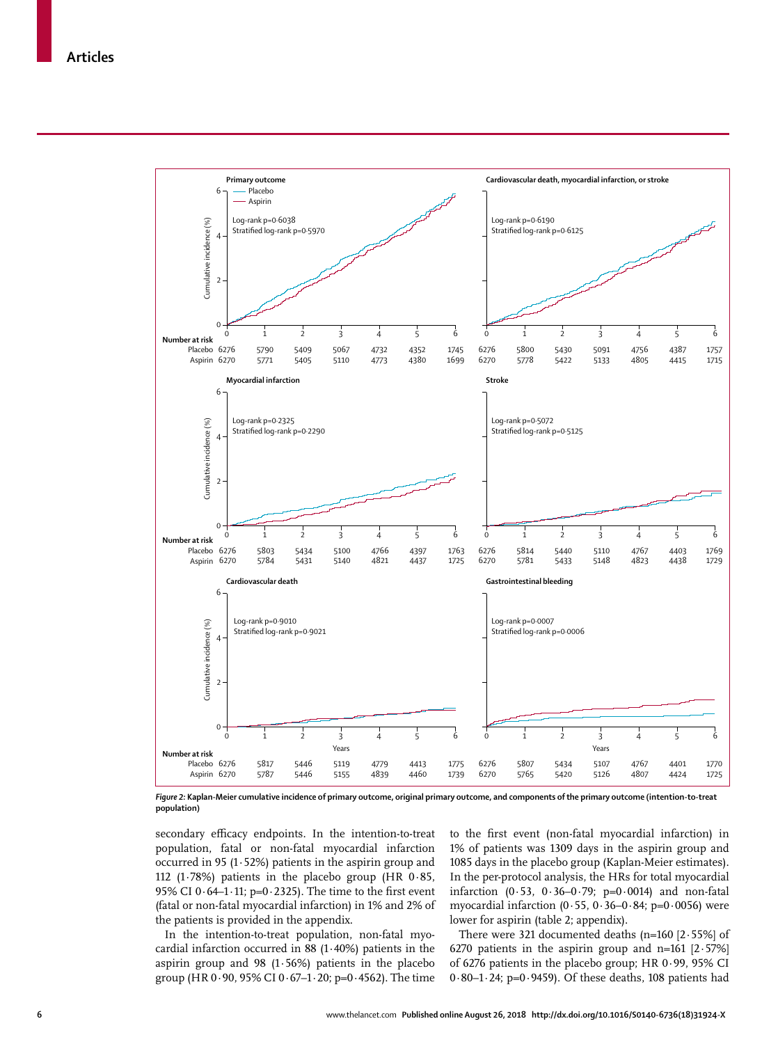**Figure 2: Kaplan-Meier cumulative incidence of primary outcome, original primary outcome, and components of the primary outcome (intention-to-treat population)**

secondary efficacy endpoints. In the intention-to-treat population, fatal or non-fatal myocardial infarction occurred in 95 (1·52%) patients in the aspirin group and 112 (1·78%) patients in the placebo group (HR 0·85, 95% CI 0·64–1·11; p=0·2325). The time to the first event (fatal or non-fatal myocardial infarction) in 1% and 2% of the patients is provided in the appendix.

In the intention-to-treat population, non-fatal myocardial infarction occurred in 88 (1·40%) patients in the aspirin group and 98 (1·56%) patients in the placebo group (HR 0·90, 95% CI 0·67–1·20; p=0·4562). The time to the first event (non-fatal myocardial infarction) in 1% of patients was 1309 days in the aspirin group and 1085 days in the placebo group (Kaplan-Meier estimates). In the per-protocol analysis, the HRs for total myocardial infarction (0·53, 0·36–0·79; p=0·0014) and non-fatal myocardial infarction (0·55, 0·36–0·84; p=0·0056) were lower for aspirin (table 2; appendix).

There were 321 documented deaths (n=160 [2·55%] of 6270 patients in the aspirin group and n=161 [2·57%] of 6276 patients in the placebo group; HR 0·99, 95% CI 0·80–1·24; p=0·9459). Of these deaths, 108 patients had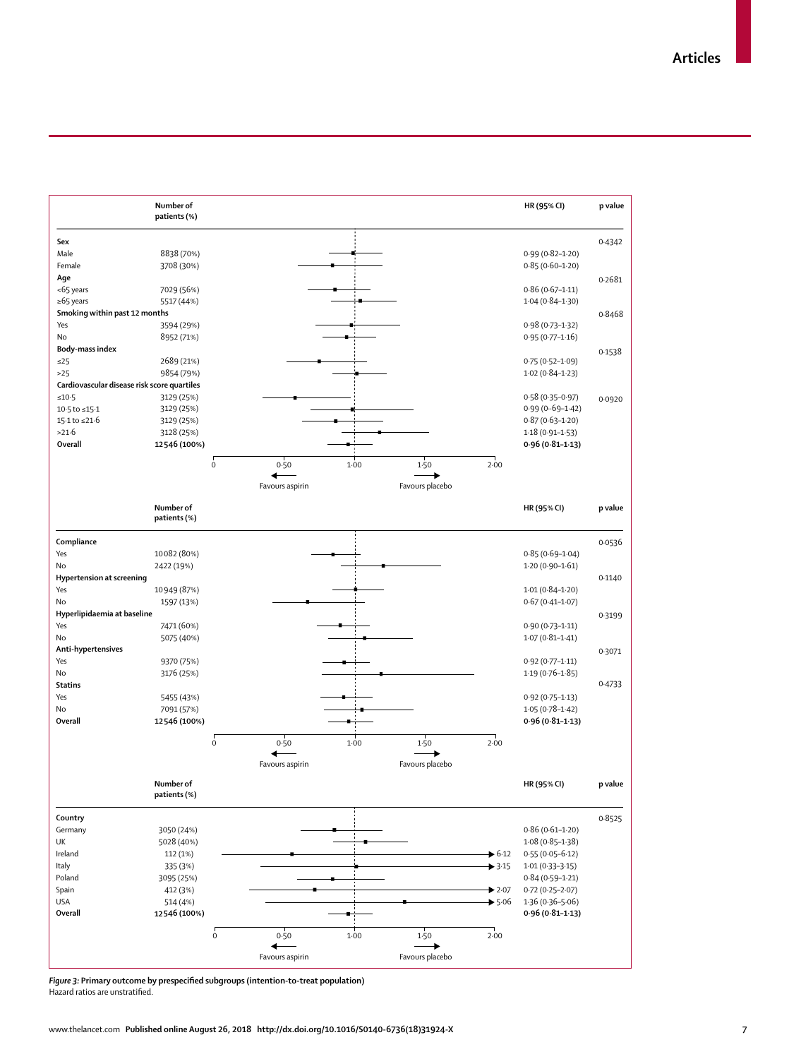| | Number of patients (%) | HR (95% CI) | p value |
|---|---|---|---|
| **Sex** | | | 0·4342 |
| Male | 8838 (70%) | 0·99 (0·82–1·20) | |
| Female | 3708 (30%) | 0·85 (0·60–1·20) | |
| **Age** | | | 0·2681 |
| <65 years | 7029 (56%) | 0·86 (0·67–1·11) | |
| ≥65 years | 5517 (44%) | 1·04 (0·84–1·30) | |
| **Smoking within past 12 months** | | | 0·8468 |
| Yes | 3594 (29%) | 0·98 (0·73–1·32) | |
| No | 8952 (71%) | 0·95 (0·77–1·16) | |
| **Body-mass index** | | | 0·1538 |
| ≤25 | 2689 (21%) | 0·75 (0·52–1·09) | |
| >25 | 9854 (79%) | 1·02 (0·84–1·23) | |
| **Cardiovascular disease risk score quartiles** | | | 0·0920 |
| ≤10·5 | 3129 (25%) | 0·58 (0·35–0·97) | |
| 10·5 to ≤15·1 | 3129 (25%) | 0·99 (0·-69–1·42) | |
| 15·1 to ≤21·6 | 3129 (25%) | 0·87 (0·63–1·20) | |
| >21·6 | 3128 (25%) | 1·18 (0·91–1·53) | |
| **Overall** | **12 546 (100%)** | **0·96 (0·81–1·13)** | |

| | Number of patients (%) | HR (95% CI) | p value |
|---|---|---|---|
| **Compliance** | | | 0·0536 |
| Yes | 10 082 (80%) | 0·85 (0·69–1·04) | |
| No | 2422 (19%) | 1·20 (0·90–1·61) | |
| **Hypertension at screening** | | | 0·1140 |
| Yes | 10 949 (87%) | 1·01 (0·84–1·20) | |
| No | 1597 (13%) | 0·67 (0·41–1·07) | |
| **Hyperlipidaemia at baseline** | | | 0·3199 |
| Yes | 7471 (60%) | 0·90 (0·73–1·11) | |
| No | 5075 (40%) | 1·07 (0·81–1·41) | |
| **Anti-hypertensives** | | | 0·3071 |
| Yes | 9370 (75%) | 0·92 (0·77–1·11) | |
| No | 3176 (25%) | 1·19 (0·76–1·85) | |
| **Statins** | | | 0·4733 |
| Yes | 5455 (43%) | 0·92 (0·75–1·13) | |
| No | 7091 (57%) | 1·05 (0·78–1·42) | |
| **Overall** | **12 546 (100%)** | **0·96 (0·81–1·13)** | |

| | Number of patients (%) | HR (95% CI) | p value |
|---|---|---|---|
| **Country** | | | 0·8525 |
| Germany | 3050 (24%) | 0·86 (0·61–1·20) | |
| UK | 5028 (40%) | 1·08 (0·85–1·38) | |
| Ireland | 112 (1%) | 0·55 (0·05–6·12) | |
| Italy | 335 (3%) | 1·01 (0·33–3·15) | |
| Poland | 3095 (25%) | 0·84 (0·59–1·21) | |
| Spain | 412 (3%) | 0·72 (0·25–2·07) | |
| USA | 514 (4%) | 1·36 (0·36–5·06) | |
| **Overall** | **12 546 (100%)** | **0·96 (0·81–1·13)** | |

Favours aspirin ← → Favours placebo

*Figure 3:* **Primary outcome by prespecified subgroups (intention-to-treat population)**
Hazard ratios are unstratified.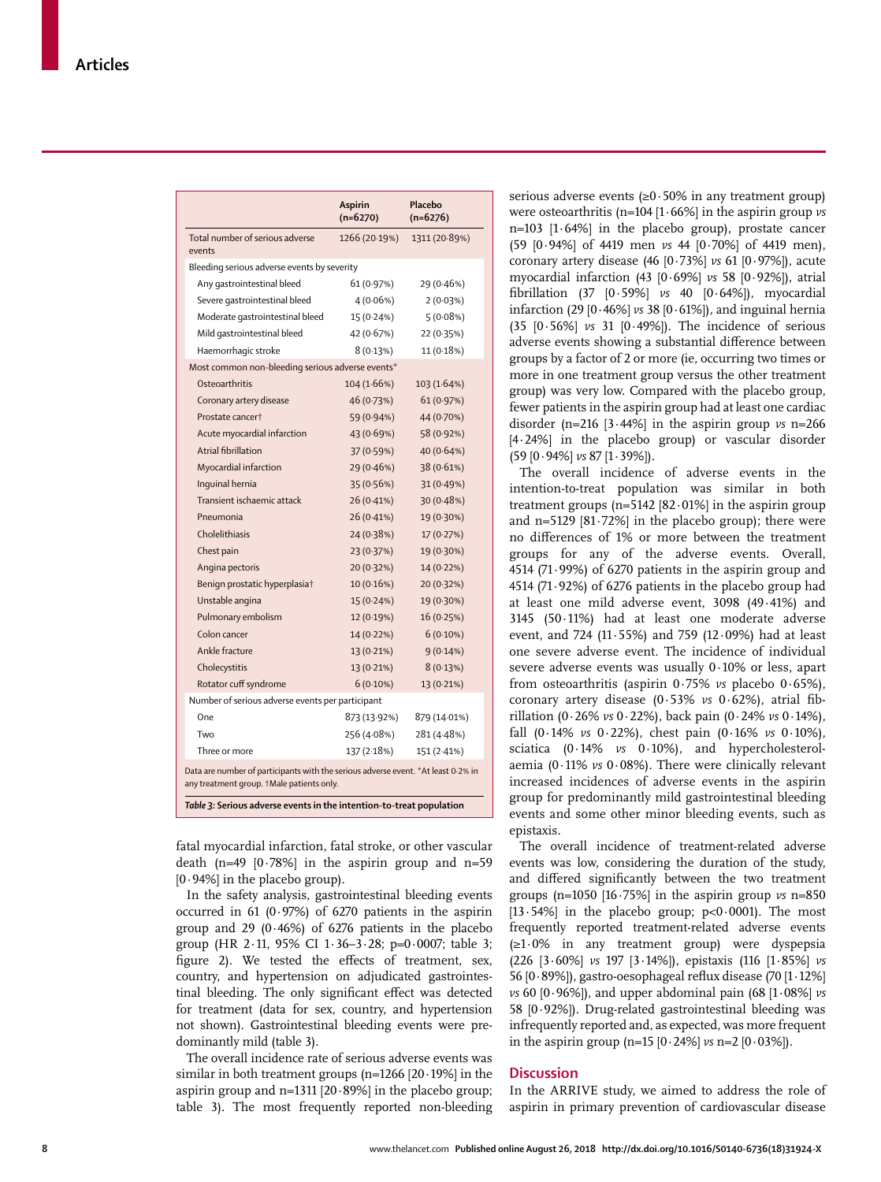| | Aspirin (n=6270) | Placebo (n=6276) |
|---|---|---|
| Total number of serious adverse events | 1266 (20·19%) | 1311 (20·89%) |
| Bleeding serious adverse events by severity | | |
| Any gastrointestinal bleed | 61 (0·97%) | 29 (0·46%) |
| Severe gastrointestinal bleed | 4 (0·06%) | 2 (0·03%) |
| Moderate gastrointestinal bleed | 15 (0·24%) | 5 (0·08%) |
| Mild gastrointestinal bleed | 42 (0·67%) | 22 (0·35%) |
| Haemorrhagic stroke | 8 (0·13%) | 11 (0·18%) |
| Most common non-bleeding serious adverse events* | | |
| Osteoarthritis | 104 (1·66%) | 103 (1·64%) |
| Coronary artery disease | 46 (0·73%) | 61 (0·97%) |
| Prostate cancer† | 59 (0·94%) | 44 (0·70%) |
| Acute myocardial infarction | 43 (0·69%) | 58 (0·92%) |
| Atrial fibrillation | 37 (0·59%) | 40 (0·64%) |
| Myocardial infarction | 29 (0·46%) | 38 (0·61%) |
| Inguinal hernia | 35 (0·56%) | 31 (0·49%) |
| Transient ischaemic attack | 26 (0·41%) | 30 (0·48%) |
| Pneumonia | 26 (0·41%) | 19 (0·30%) |
| Cholelithiasis | 24 (0·38%) | 17 (0·27%) |
| Chest pain | 23 (0·37%) | 19 (0·30%) |
| Angina pectoris | 20 (0·32%) | 14 (0·22%) |
| Benign prostatic hyperplasia† | 10 (0·16%) | 20 (0·32%) |
| Unstable angina | 15 (0·24%) | 19 (0·30%) |
| Pulmonary embolism | 12 (0·19%) | 16 (0·25%) |
| Colon cancer | 14 (0·22%) | 6 (0·10%) |
| Ankle fracture | 13 (0·21%) | 9 (0·14%) |
| Cholecystitis | 13 (0·21%) | 8 (0·13%) |
| Rotator cuff syndrome | 6 (0·10%) | 13 (0·21%) |
| Number of serious adverse events per participant | | |
| One | 873 (13·92%) | 879 (14·01%) |
| Two | 256 (4·08%) | 281 (4·48%) |
| Three or more | 137 (2·18%) | 151 (2·41%) |

Data are number of participants with the serious adverse event. *At least 0·2% in any treatment group. †Male patients only.

***Table 3:* Serious adverse events in the intention-to-treat population**

fatal myocardial infarction, fatal stroke, or other vascular death (n=49 [0·78%] in the aspirin group and n=59 [0·94%] in the placebo group).

In the safety analysis, gastrointestinal bleeding events occurred in 61 (0·97%) of 6270 patients in the aspirin group and 29 (0·46%) of 6276 patients in the placebo group (HR 2·11, 95% CI 1·36–3·28; p=0·0007; table 3; figure 2). We tested the effects of treatment, sex, country, and hypertension on adjudicated gastrointestinal bleeding. The only significant effect was detected for treatment (data for sex, country, and hypertension not shown). Gastrointestinal bleeding events were predominantly mild (table 3).

The overall incidence rate of serious adverse events was similar in both treatment groups (n=1266 [20·19%] in the aspirin group and n=1311 [20·89%] in the placebo group; table 3). The most frequently reported non-bleeding serious adverse events (≥0·50% in any treatment group) were osteoarthritis (n=104 [1·66%] in the aspirin group *vs* n=103 [1·64%] in the placebo group), prostate cancer (59 [0·94%] of 4419 men *vs* 44 [0·70%] of 4419 men), coronary artery disease (46 [0·73%] *vs* 61 [0·97%]), acute myocardial infarction (43 [0·69%] *vs* 58 [0·92%]), atrial fibrillation (37 [0·59%] *vs* 40 [0·64%]), myocardial infarction (29 [0·46%] *vs* 38 [0·61%]), and inguinal hernia (35 [0·56%] *vs* 31 [0·49%]). The incidence of serious adverse events showing a substantial difference between groups by a factor of 2 or more (ie, occurring two times or more in one treatment group versus the other treatment group) was very low. Compared with the placebo group, fewer patients in the aspirin group had at least one cardiac disorder (n=216 [3·44%] in the aspirin group *vs* n=266 [4·24%] in the placebo group) or vascular disorder (59 [0·94%] *vs* 87 [1·39%]).

The overall incidence of adverse events in the intention-to-treat population was similar in both treatment groups (n=5142 [82·01%] in the aspirin group and n=5129 [81·72%] in the placebo group); there were no differences of 1% or more between the treatment groups for any of the adverse events. Overall, 4514 (71·99%) of 6270 patients in the aspirin group and 4514 (71·92%) of 6276 patients in the placebo group had at least one mild adverse event, 3098 (49·41%) and 3145 (50·11%) had at least one moderate adverse event, and 724 (11·55%) and 759 (12·09%) had at least one severe adverse event. The incidence of individual severe adverse events was usually 0·10% or less, apart from osteoarthritis (aspirin 0·75% *vs* placebo 0·65%), coronary artery disease (0·53% *vs* 0·62%), atrial fibrillation (0·26% *vs* 0·22%), back pain (0·24% *vs* 0·14%), fall (0·14% *vs* 0·22%), chest pain (0·16% *vs* 0·10%), sciatica (0·14% *vs* 0·10%), and hypercholesterolaemia (0·11% *vs* 0·08%). There were clinically relevant increased incidences of adverse events in the aspirin group for predominantly mild gastrointestinal bleeding events and some other minor bleeding events, such as epistaxis.

The overall incidence of treatment-related adverse events was low, considering the duration of the study, and differed significantly between the two treatment groups (n=1050 [16·75%] in the aspirin group *vs* n=850 [13·54%] in the placebo group; p<0·0001). The most frequently reported treatment-related adverse events (≥1·0% in any treatment group) were dyspepsia (226 [3·60%] *vs* 197 [3·14%]), epistaxis (116 [1·85%] *vs* 56 [0·89%]), gastro-oesophageal reflux disease (70 [1·12%] *vs* 60 [0·96%]), and upper abdominal pain (68 [1·08%] *vs* 58 [0·92%]). Drug-related gastrointestinal bleeding was infrequently reported and, as expected, was more frequent in the aspirin group (n=15 [0·24%] *vs* n=2 [0·03%]).

## Discussion

In the ARRIVE study, we aimed to address the role of aspirin in primary prevention of cardiovascular disease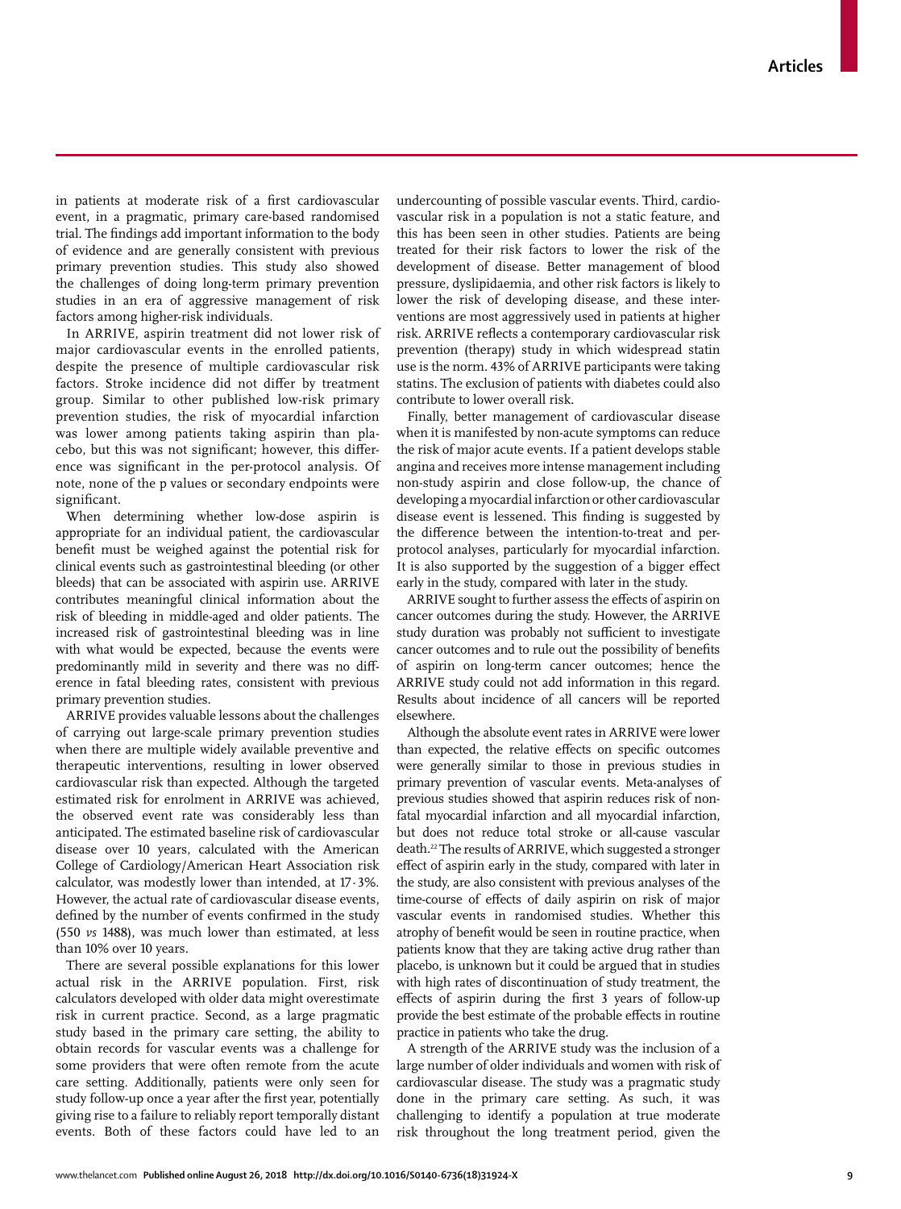in patients at moderate risk of a first cardiovascular event, in a pragmatic, primary care-based randomised trial. The findings add important information to the body of evidence and are generally consistent with previous primary prevention studies. This study also showed the challenges of doing long-term primary prevention studies in an era of aggressive management of risk factors among higher-risk individuals.

In ARRIVE, aspirin treatment did not lower risk of major cardiovascular events in the enrolled patients, despite the presence of multiple cardiovascular risk factors. Stroke incidence did not differ by treatment group. Similar to other published low-risk primary prevention studies, the risk of myocardial infarction was lower among patients taking aspirin than placebo, but this was not significant; however, this difference was significant in the per-protocol analysis. Of note, none of the p values or secondary endpoints were significant.

When determining whether low-dose aspirin is appropriate for an individual patient, the cardiovascular benefit must be weighed against the potential risk for clinical events such as gastrointestinal bleeding (or other bleeds) that can be associated with aspirin use. ARRIVE contributes meaningful clinical information about the risk of bleeding in middle-aged and older patients. The increased risk of gastrointestinal bleeding was in line with what would be expected, because the events were predominantly mild in severity and there was no difference in fatal bleeding rates, consistent with previous primary prevention studies.

ARRIVE provides valuable lessons about the challenges of carrying out large-scale primary prevention studies when there are multiple widely available preventive and therapeutic interventions, resulting in lower observed cardiovascular risk than expected. Although the targeted estimated risk for enrolment in ARRIVE was achieved, the observed event rate was considerably less than anticipated. The estimated baseline risk of cardiovascular disease over 10 years, calculated with the American College of Cardiology/American Heart Association risk calculator, was modestly lower than intended, at 17·3%. However, the actual rate of cardiovascular disease events, defined by the number of events confirmed in the study (550 *vs* 1488), was much lower than estimated, at less than 10% over 10 years.

There are several possible explanations for this lower actual risk in the ARRIVE population. First, risk calculators developed with older data might overestimate risk in current practice. Second, as a large pragmatic study based in the primary care setting, the ability to obtain records for vascular events was a challenge for some providers that were often remote from the acute care setting. Additionally, patients were only seen for study follow-up once a year after the first year, potentially giving rise to a failure to reliably report temporally distant events. Both of these factors could have led to an undercounting of possible vascular events. Third, cardiovascular risk in a population is not a static feature, and this has been seen in other studies. Patients are being treated for their risk factors to lower the risk of the development of disease. Better management of blood pressure, dyslipidaemia, and other risk factors is likely to lower the risk of developing disease, and these interventions are most aggressively used in patients at higher risk. ARRIVE reflects a contemporary cardiovascular risk prevention (therapy) study in which widespread statin use is the norm. 43% of ARRIVE participants were taking statins. The exclusion of patients with diabetes could also contribute to lower overall risk.

Finally, better management of cardiovascular disease when it is manifested by non-acute symptoms can reduce the risk of major acute events. If a patient develops stable angina and receives more intense management including non-study aspirin and close follow-up, the chance of developing a myocardial infarction or other cardiovascular disease event is lessened. This finding is suggested by the difference between the intention-to-treat and per-protocol analyses, particularly for myocardial infarction. It is also supported by the suggestion of a bigger effect early in the study, compared with later in the study.

ARRIVE sought to further assess the effects of aspirin on cancer outcomes during the study. However, the ARRIVE study duration was probably not sufficient to investigate cancer outcomes and to rule out the possibility of benefits of aspirin on long-term cancer outcomes; hence the ARRIVE study could not add information in this regard. Results about incidence of all cancers will be reported elsewhere.

Although the absolute event rates in ARRIVE were lower than expected, the relative effects on specific outcomes were generally similar to those in previous studies in primary prevention of vascular events. Meta-analyses of previous studies showed that aspirin reduces risk of non-fatal myocardial infarction and all myocardial infarction, but does not reduce total stroke or all-cause vascular death.[22] The results of ARRIVE, which suggested a stronger effect of aspirin early in the study, compared with later in the study, are also consistent with previous analyses of the time-course of effects of daily aspirin on risk of major vascular events in randomised studies. Whether this atrophy of benefit would be seen in routine practice, when patients know that they are taking active drug rather than placebo, is unknown but it could be argued that in studies with high rates of discontinuation of study treatment, the effects of aspirin during the first 3 years of follow-up provide the best estimate of the probable effects in routine practice in patients who take the drug.

A strength of the ARRIVE study was the inclusion of a large number of older individuals and women with risk of cardiovascular disease. The study was a pragmatic study done in the primary care setting. As such, it was challenging to identify a population at true moderate risk throughout the long treatment period, given the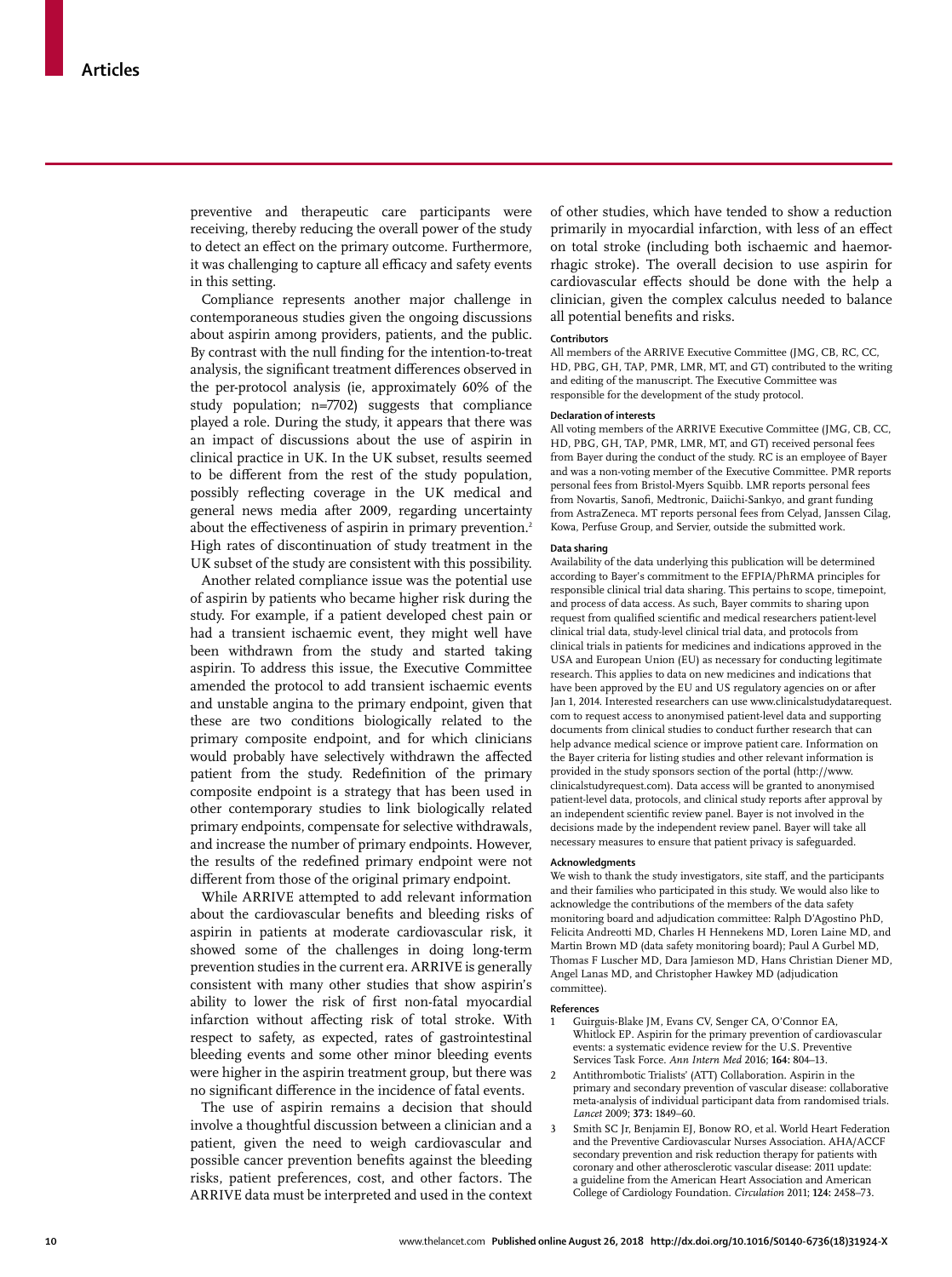preventive and therapeutic care participants were receiving, thereby reducing the overall power of the study to detect an effect on the primary outcome. Furthermore, it was challenging to capture all efficacy and safety events in this setting.

Compliance represents another major challenge in contemporaneous studies given the ongoing discussions about aspirin among providers, patients, and the public. By contrast with the null finding for the intention-to-treat analysis, the significant treatment differences observed in the per-protocol analysis (ie, approximately 60% of the study population; n=7702) suggests that compliance played a role. During the study, it appears that there was an impact of discussions about the use of aspirin in clinical practice in UK. In the UK subset, results seemed to be different from the rest of the study population, possibly reflecting coverage in the UK medical and general news media after 2009, regarding uncertainty about the effectiveness of aspirin in primary prevention.[2] High rates of discontinuation of study treatment in the UK subset of the study are consistent with this possibility.

Another related compliance issue was the potential use of aspirin by patients who became higher risk during the study. For example, if a patient developed chest pain or had a transient ischaemic event, they might well have been withdrawn from the study and started taking aspirin. To address this issue, the Executive Committee amended the protocol to add transient ischaemic events and unstable angina to the primary endpoint, given that these are two conditions biologically related to the primary composite endpoint, and for which clinicians would probably have selectively withdrawn the affected patient from the study. Redefinition of the primary composite endpoint is a strategy that has been used in other contemporary studies to link biologically related primary endpoints, compensate for selective withdrawals, and increase the number of primary endpoints. However, the results of the redefined primary endpoint were not different from those of the original primary endpoint.

While ARRIVE attempted to add relevant information about the cardiovascular benefits and bleeding risks of aspirin in patients at moderate cardiovascular risk, it showed some of the challenges in doing long-term prevention studies in the current era. ARRIVE is generally consistent with many other studies that show aspirin's ability to lower the risk of first non-fatal myocardial infarction without affecting risk of total stroke. With respect to safety, as expected, rates of gastrointestinal bleeding events and some other minor bleeding events were higher in the aspirin treatment group, but there was no significant difference in the incidence of fatal events.

The use of aspirin remains a decision that should involve a thoughtful discussion between a clinician and a patient, given the need to weigh cardiovascular and possible cancer prevention benefits against the bleeding risks, patient preferences, cost, and other factors. The ARRIVE data must be interpreted and used in the context of other studies, which have tended to show a reduction primarily in myocardial infarction, with less of an effect on total stroke (including both ischaemic and haemorrhagic stroke). The overall decision to use aspirin for cardiovascular effects should be done with the help a clinician, given the complex calculus needed to balance all potential benefits and risks.

#### Contributors

All members of the ARRIVE Executive Committee (JMG, CB, RC, CC, HD, PBG, GH, TAP, PMR, LMR, MT, and GT) contributed to the writing and editing of the manuscript. The Executive Committee was responsible for the development of the study protocol.

#### Declaration of interests

All voting members of the ARRIVE Executive Committee (JMG, CB, CC, HD, PBG, GH, TAP, PMR, LMR, MT, and GT) received personal fees from Bayer during the conduct of the study. RC is an employee of Bayer and was a non-voting member of the Executive Committee. PMR reports personal fees from Bristol-Myers Squibb. LMR reports personal fees from Novartis, Sanofi, Medtronic, Daiichi-Sankyo, and grant funding from AstraZeneca. MT reports personal fees from Celyad, Janssen Cilag, Kowa, Perfuse Group, and Servier, outside the submitted work.

#### Data sharing

Availability of the data underlying this publication will be determined according to Bayer's commitment to the EFPIA/PhRMA principles for responsible clinical trial data sharing. This pertains to scope, timepoint, and process of data access. As such, Bayer commits to sharing upon request from qualified scientific and medical researchers patient-level clinical trial data, study-level clinical trial data, and protocols from clinical trials in patients for medicines and indications approved in the USA and European Union (EU) as necessary for conducting legitimate research. This applies to data on new medicines and indications that have been approved by the EU and US regulatory agencies on or after Jan 1, 2014. Interested researchers can use www.clinicalstudydatarequest.com to request access to anonymised patient-level data and supporting documents from clinical studies to conduct further research that can help advance medical science or improve patient care. Information on the Bayer criteria for listing studies and other relevant information is provided in the study sponsors section of the portal (http://www.clinicalstudyrequest.com). Data access will be granted to anonymised patient-level data, protocols, and clinical study reports after approval by an independent scientific review panel. Bayer is not involved in the decisions made by the independent review panel. Bayer will take all necessary measures to ensure that patient privacy is safeguarded.

#### Acknowledgments

We wish to thank the study investigators, site staff, and the participants and their families who participated in this study. We would also like to acknowledge the contributions of the members of the data safety monitoring board and adjudication committee: Ralph D'Agostino PhD, Felicita Andreotti MD, Charles H Hennekens MD, Loren Laine MD, and Martin Brown MD (data safety monitoring board); Paul A Gurbel MD, Thomas F Luscher MD, Dara Jamieson MD, Hans Christian Diener MD, Angel Lanas MD, and Christopher Hawkey MD (adjudication committee).

#### References

1. Guirguis-Blake JM, Evans CV, Senger CA, O'Connor EA, Whitlock EP. Aspirin for the primary prevention of cardiovascular events: a systematic evidence review for the U.S. Preventive Services Task Force. *Ann Intern Med* 2016; **164:** 804–13.
2. Antithrombotic Trialists' (ATT) Collaboration. Aspirin in the primary and secondary prevention of vascular disease: collaborative meta-analysis of individual participant data from randomised trials. *Lancet* 2009; **373:** 1849–60.
3. Smith SC Jr, Benjamin EJ, Bonow RO, et al. World Heart Federation and the Preventive Cardiovascular Nurses Association. AHA/ACCF secondary prevention and risk reduction therapy for patients with coronary and other atherosclerotic vascular disease: 2011 update: a guideline from the American Heart Association and American College of Cardiology Foundation. *Circulation* 2011; **124:** 2458–73.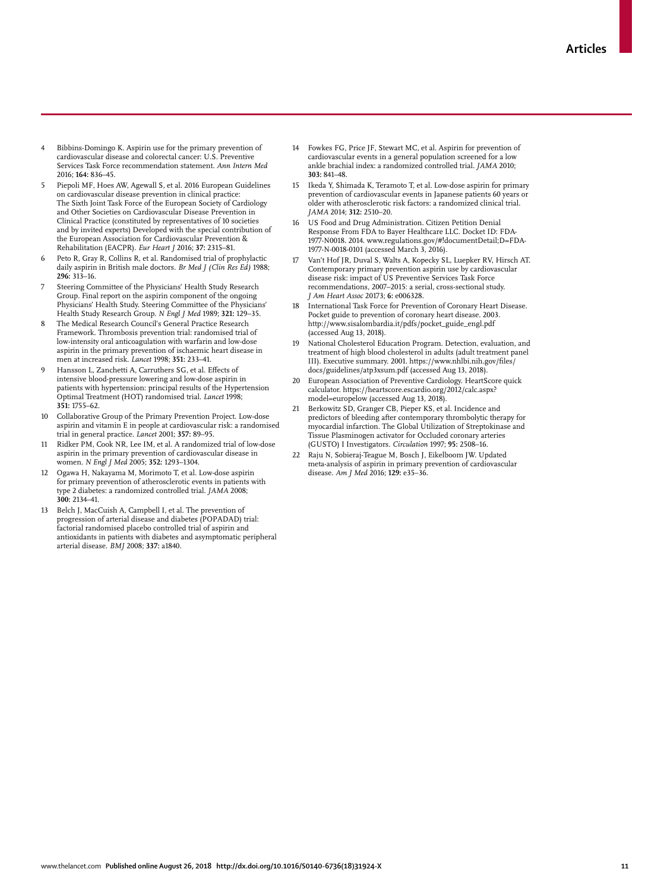4 Bibbins-Domingo K. Aspirin use for the primary prevention of cardiovascular disease and colorectal cancer: U.S. Preventive Services Task Force recommendation statement. *Ann Intern Med* 2016; **164:** 836–45.

5 Piepoli MF, Hoes AW, Agewall S, et al. 2016 European Guidelines on cardiovascular disease prevention in clinical practice: The Sixth Joint Task Force of the European Society of Cardiology and Other Societies on Cardiovascular Disease Prevention in Clinical Practice (constituted by representatives of 10 societies and by invited experts) Developed with the special contribution of the European Association for Cardiovascular Prevention & Rehabilitation (EACPR). *Eur Heart J* 2016; **37:** 2315–81.

6 Peto R, Gray R, Collins R, et al. Randomised trial of prophylactic daily aspirin in British male doctors. *Br Med J (Clin Res Ed)* 1988; **296:** 313–16.

7 Steering Committee of the Physicians' Health Study Research Group. Final report on the aspirin component of the ongoing Physicians' Health Study. Steering Committee of the Physicians' Health Study Research Group. *N Engl J Med* 1989; **321:** 129–35.

8 The Medical Research Council's General Practice Research Framework. Thrombosis prevention trial: randomised trial of low-intensity oral anticoagulation with warfarin and low-dose aspirin in the primary prevention of ischaemic heart disease in men at increased risk. *Lancet* 1998; **351:** 233–41.

9 Hansson L, Zanchetti A, Carruthers SG, et al. Effects of intensive blood-pressure lowering and low-dose aspirin in patients with hypertension: principal results of the Hypertension Optimal Treatment (HOT) randomised trial. *Lancet* 1998; **351:** 1755–62.

10 Collaborative Group of the Primary Prevention Project. Low-dose aspirin and vitamin E in people at cardiovascular risk: a randomised trial in general practice. *Lancet* 2001; **357:** 89–95.

11 Ridker PM, Cook NR, Lee IM, et al. A randomized trial of low-dose aspirin in the primary prevention of cardiovascular disease in women. *N Engl J Med* 2005; **352:** 1293–1304.

12 Ogawa H, Nakayama M, Morimoto T, et al. Low-dose aspirin for primary prevention of atherosclerotic events in patients with type 2 diabetes: a randomized controlled trial. *JAMA* 2008; **300:** 2134–41.

13 Belch J, MacCuish A, Campbell I, et al. The prevention of progression of arterial disease and diabetes (POPADAD) trial: factorial randomised placebo controlled trial of aspirin and antioxidants in patients with diabetes and asymptomatic peripheral arterial disease. *BMJ* 2008; **337:** a1840.

14 Fowkes FG, Price JF, Stewart MC, et al. Aspirin for prevention of cardiovascular events in a general population screened for a low ankle brachial index: a randomized controlled trial. *JAMA* 2010; **303:** 841–48.

15 Ikeda Y, Shimada K, Teramoto T, et al. Low-dose aspirin for primary prevention of cardiovascular events in Japanese patients 60 years or older with atherosclerotic risk factors: a randomized clinical trial. *JAMA* 2014; **312:** 2510–20.

16 US Food and Drug Administration. Citizen Petition Denial Response From FDA to Bayer Healthcare LLC. Docket ID: FDA-1977-N0018. 2014. www.regulations.gov/#!documentDetail;D=FDA-1977-N-0018-0101 (accessed March 3, 2016).

17 Van't Hof JR, Duval S, Walts A, Kopecky SL, Luepker RV, Hirsch AT. Contemporary primary prevention aspirin use by cardiovascular disease risk: impact of US Preventive Services Task Force recommendations, 2007–2015: a serial, cross-sectional study. *J Am Heart Assoc* 20173; **6:** e006328.

18 International Task Force for Prevention of Coronary Heart Disease. Pocket guide to prevention of coronary heart disease. 2003. http://www.sisalombardia.it/pdfs/pocket_guide_engl.pdf (accessed Aug 13, 2018).

19 National Cholesterol Education Program. Detection, evaluation, and treatment of high blood cholesterol in adults (adult treatment panel III). Executive summary. 2001. https://www.nhlbi.nih.gov/files/docs/guidelines/atp3xsum.pdf (accessed Aug 13, 2018).

20 European Association of Preventive Cardiology. HeartScore quick calculator. https://heartscore.escardio.org/2012/calc.aspx?model=europelow (accessed Aug 13, 2018).

21 Berkowitz SD, Granger CB, Pieper KS, et al. Incidence and predictors of bleeding after contemporary thrombolytic therapy for myocardial infarction. The Global Utilization of Streptokinase and Tissue Plasminogen activator for Occluded coronary arteries (GUSTO) I Investigators. *Circulation* 1997; **95:** 2508–16.

22 Raju N, Sobieraj-Teague M, Bosch J, Eikelboom JW. Updated meta-analysis of aspirin in primary prevention of cardiovascular disease. *Am J Med* 2016; **129:** e35–36.